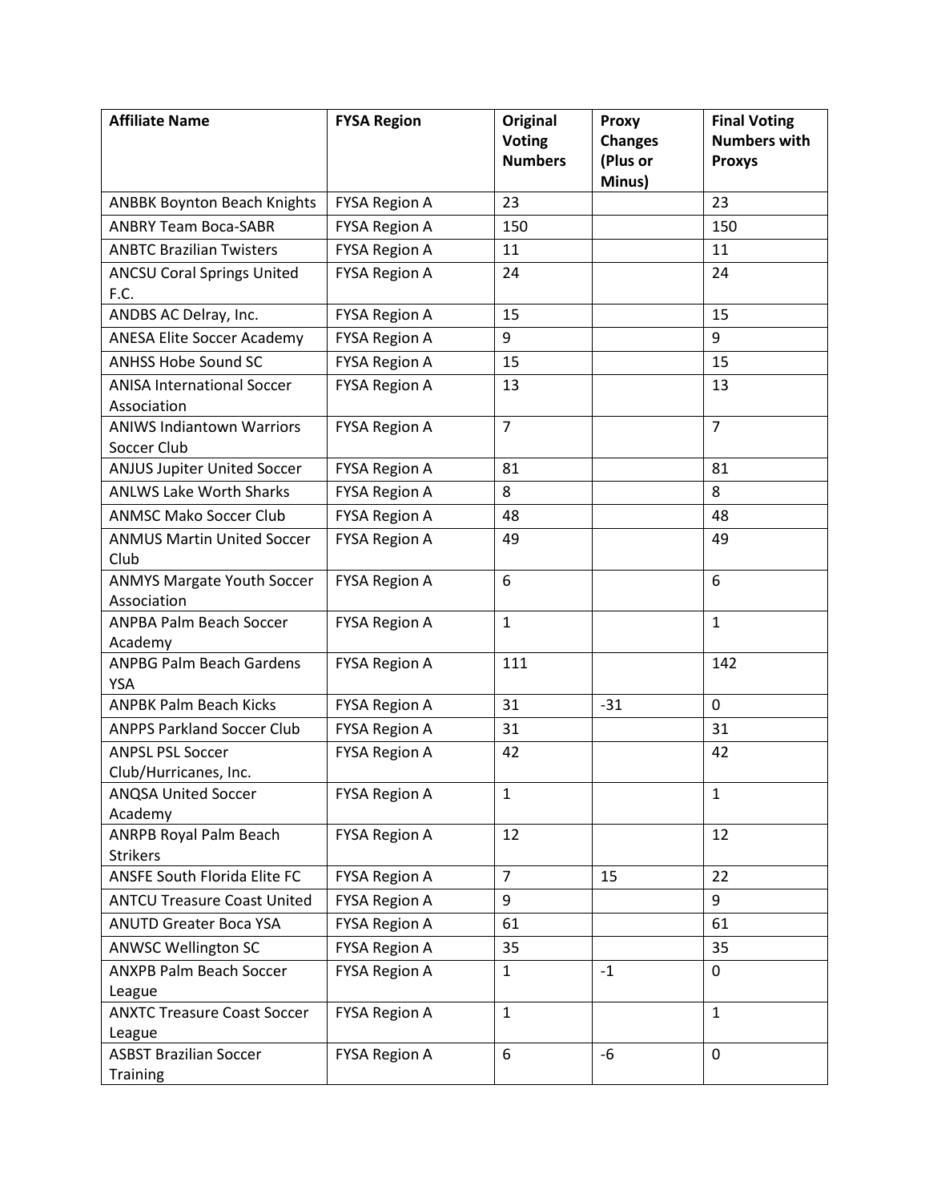| Affiliate Name | FYSA Region | Original Voting Numbers | Proxy Changes (Plus or Minus) | Final Voting Numbers with Proxys |
|---|---|---|---|---|
| ANBBK Boynton Beach Knights | FYSA Region A | 23 | | 23 |
| ANBRY Team Boca-SABR | FYSA Region A | 150 | | 150 |
| ANBTC Brazilian Twisters | FYSA Region A | 11 | | 11 |
| ANCSU Coral Springs United F.C. | FYSA Region A | 24 | | 24 |
| ANDBS AC Delray, Inc. | FYSA Region A | 15 | | 15 |
| ANESA Elite Soccer Academy | FYSA Region A | 9 | | 9 |
| ANHSS Hobe Sound SC | FYSA Region A | 15 | | 15 |
| ANISA International Soccer Association | FYSA Region A | 13 | | 13 |
| ANIWS Indiantown Warriors Soccer Club | FYSA Region A | 7 | | 7 |
| ANJUS Jupiter United Soccer | FYSA Region A | 81 | | 81 |
| ANLWS Lake Worth Sharks | FYSA Region A | 8 | | 8 |
| ANMSC Mako Soccer Club | FYSA Region A | 48 | | 48 |
| ANMUS Martin United Soccer Club | FYSA Region A | 49 | | 49 |
| ANMYS Margate Youth Soccer Association | FYSA Region A | 6 | | 6 |
| ANPBA Palm Beach Soccer Academy | FYSA Region A | 1 | | 1 |
| ANPBG Palm Beach Gardens YSA | FYSA Region A | 111 | | 142 |
| ANPBK Palm Beach Kicks | FYSA Region A | 31 | -31 | 0 |
| ANPPS Parkland Soccer Club | FYSA Region A | 31 | | 31 |
| ANPSL PSL Soccer Club/Hurricanes, Inc. | FYSA Region A | 42 | | 42 |
| ANQSA United Soccer Academy | FYSA Region A | 1 | | 1 |
| ANRPB Royal Palm Beach Strikers | FYSA Region A | 12 | | 12 |
| ANSFE South Florida Elite FC | FYSA Region A | 7 | 15 | 22 |
| ANTCU Treasure Coast United | FYSA Region A | 9 | | 9 |
| ANUTD Greater Boca YSA | FYSA Region A | 61 | | 61 |
| ANWSC Wellington SC | FYSA Region A | 35 | | 35 |
| ANXPB Palm Beach Soccer League | FYSA Region A | 1 | -1 | 0 |
| ANXTC Treasure Coast Soccer League | FYSA Region A | 1 | | 1 |
| ASBST Brazilian Soccer Training | FYSA Region A | 6 | -6 | 0 |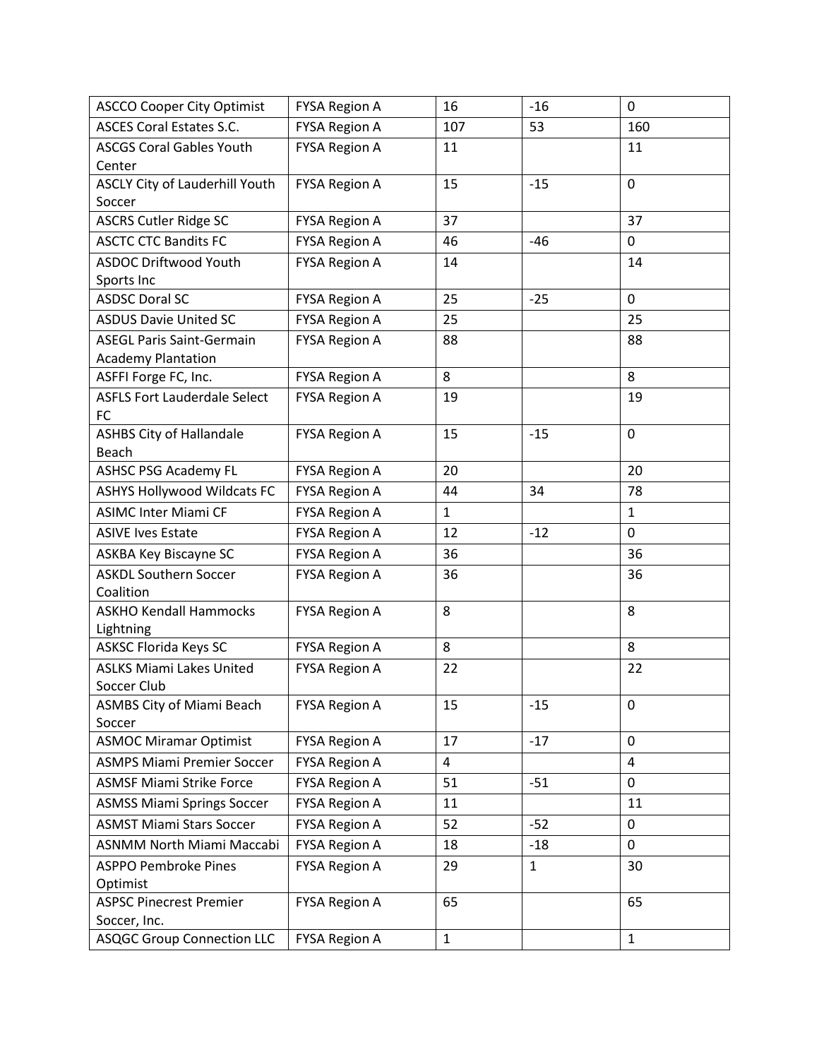| ASCCO Cooper City Optimist | FYSA Region A | 16 | -16 | 0 |
|---|---|---|---|---|
| ASCES Coral Estates S.C. | FYSA Region A | 107 | 53 | 160 |
| ASCGS Coral Gables Youth Center | FYSA Region A | 11 | | 11 |
| ASCLY City of Lauderhill Youth Soccer | FYSA Region A | 15 | -15 | 0 |
| ASCRS Cutler Ridge SC | FYSA Region A | 37 | | 37 |
| ASCTC CTC Bandits FC | FYSA Region A | 46 | -46 | 0 |
| ASDOC Driftwood Youth Sports Inc | FYSA Region A | 14 | | 14 |
| ASDSC Doral SC | FYSA Region A | 25 | -25 | 0 |
| ASDUS Davie United SC | FYSA Region A | 25 | | 25 |
| ASEGL Paris Saint-Germain Academy Plantation | FYSA Region A | 88 | | 88 |
| ASFFI Forge FC, Inc. | FYSA Region A | 8 | | 8 |
| ASFLS Fort Lauderdale Select FC | FYSA Region A | 19 | | 19 |
| ASHBS City of Hallandale Beach | FYSA Region A | 15 | -15 | 0 |
| ASHSC PSG Academy FL | FYSA Region A | 20 | | 20 |
| ASHYS Hollywood Wildcats FC | FYSA Region A | 44 | 34 | 78 |
| ASIMC Inter Miami CF | FYSA Region A | 1 | | 1 |
| ASIVE Ives Estate | FYSA Region A | 12 | -12 | 0 |
| ASKBA Key Biscayne SC | FYSA Region A | 36 | | 36 |
| ASKDL Southern Soccer Coalition | FYSA Region A | 36 | | 36 |
| ASKHO Kendall Hammocks Lightning | FYSA Region A | 8 | | 8 |
| ASKSC Florida Keys SC | FYSA Region A | 8 | | 8 |
| ASLKS Miami Lakes United Soccer Club | FYSA Region A | 22 | | 22 |
| ASMBS City of Miami Beach Soccer | FYSA Region A | 15 | -15 | 0 |
| ASMOC Miramar Optimist | FYSA Region A | 17 | -17 | 0 |
| ASMPS Miami Premier Soccer | FYSA Region A | 4 | | 4 |
| ASMSF Miami Strike Force | FYSA Region A | 51 | -51 | 0 |
| ASMSS Miami Springs Soccer | FYSA Region A | 11 | | 11 |
| ASMST Miami Stars Soccer | FYSA Region A | 52 | -52 | 0 |
| ASNMM North Miami Maccabi | FYSA Region A | 18 | -18 | 0 |
| ASPPO Pembroke Pines Optimist | FYSA Region A | 29 | 1 | 30 |
| ASPSC Pinecrest Premier Soccer, Inc. | FYSA Region A | 65 | | 65 |
| ASQGC Group Connection LLC | FYSA Region A | 1 | | 1 |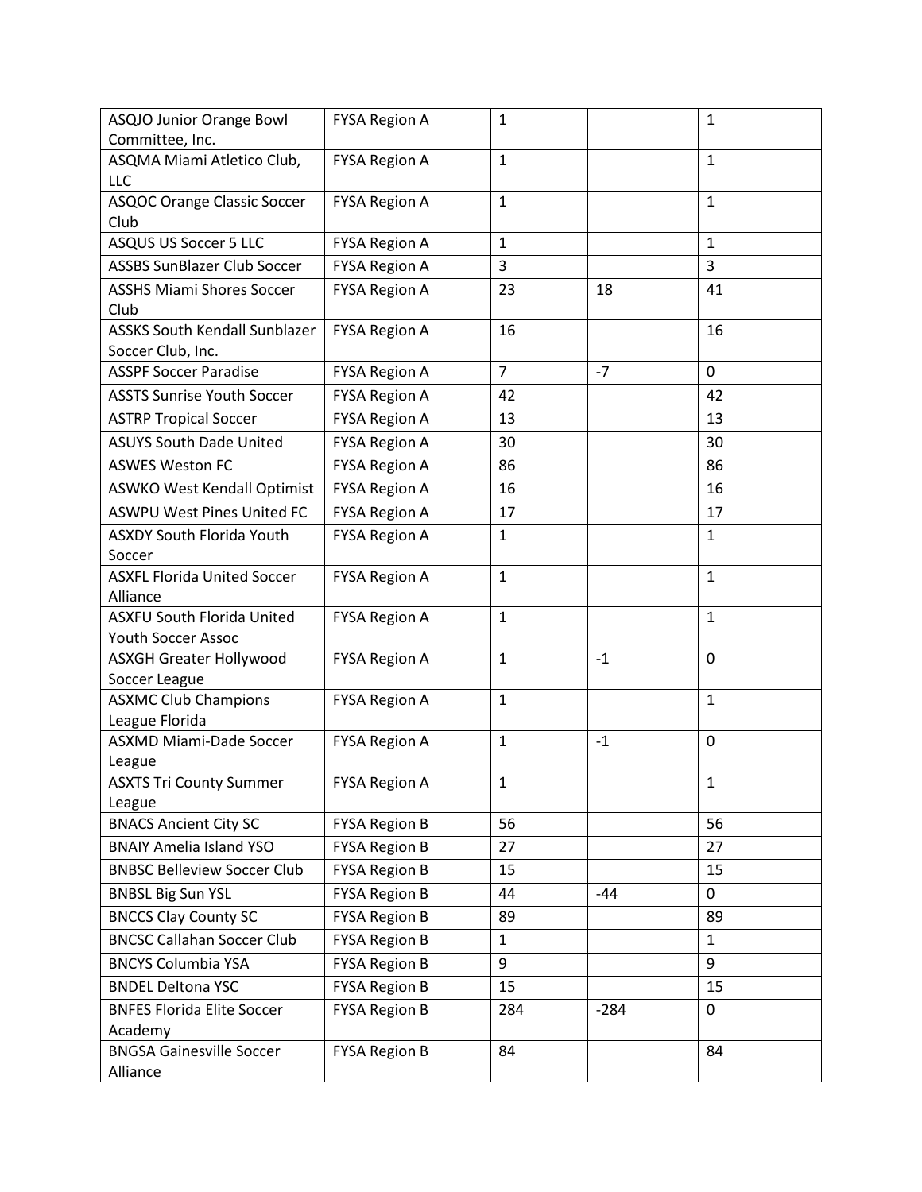| | | | | |
|---|---|---|---|---|
| ASQJO Junior Orange Bowl Committee, Inc. | FYSA Region A | 1 | | 1 |
| ASQMA Miami Atletico Club, LLC | FYSA Region A | 1 | | 1 |
| ASQOC Orange Classic Soccer Club | FYSA Region A | 1 | | 1 |
| ASQUS US Soccer 5 LLC | FYSA Region A | 1 | | 1 |
| ASSBS SunBlazer Club Soccer | FYSA Region A | 3 | | 3 |
| ASSHS Miami Shores Soccer Club | FYSA Region A | 23 | 18 | 41 |
| ASSKS South Kendall Sunblazer Soccer Club, Inc. | FYSA Region A | 16 | | 16 |
| ASSPF Soccer Paradise | FYSA Region A | 7 | -7 | 0 |
| ASSTS Sunrise Youth Soccer | FYSA Region A | 42 | | 42 |
| ASTRP Tropical Soccer | FYSA Region A | 13 | | 13 |
| ASUYS South Dade United | FYSA Region A | 30 | | 30 |
| ASWES Weston FC | FYSA Region A | 86 | | 86 |
| ASWKO West Kendall Optimist | FYSA Region A | 16 | | 16 |
| ASWPU West Pines United FC | FYSA Region A | 17 | | 17 |
| ASXDY South Florida Youth Soccer | FYSA Region A | 1 | | 1 |
| ASXFL Florida United Soccer Alliance | FYSA Region A | 1 | | 1 |
| ASXFU South Florida United Youth Soccer Assoc | FYSA Region A | 1 | | 1 |
| ASXGH Greater Hollywood Soccer League | FYSA Region A | 1 | -1 | 0 |
| ASXMC Club Champions League Florida | FYSA Region A | 1 | | 1 |
| ASXMD Miami-Dade Soccer League | FYSA Region A | 1 | -1 | 0 |
| ASXTS Tri County Summer League | FYSA Region A | 1 | | 1 |
| BNACS Ancient City SC | FYSA Region B | 56 | | 56 |
| BNAIY Amelia Island YSO | FYSA Region B | 27 | | 27 |
| BNBSC Belleview Soccer Club | FYSA Region B | 15 | | 15 |
| BNBSL Big Sun YSL | FYSA Region B | 44 | -44 | 0 |
| BNCCS Clay County SC | FYSA Region B | 89 | | 89 |
| BNCSC Callahan Soccer Club | FYSA Region B | 1 | | 1 |
| BNCYS Columbia YSA | FYSA Region B | 9 | | 9 |
| BNDEL Deltona YSC | FYSA Region B | 15 | | 15 |
| BNFES Florida Elite Soccer Academy | FYSA Region B | 284 | -284 | 0 |
| BNGSA Gainesville Soccer Alliance | FYSA Region B | 84 | | 84 |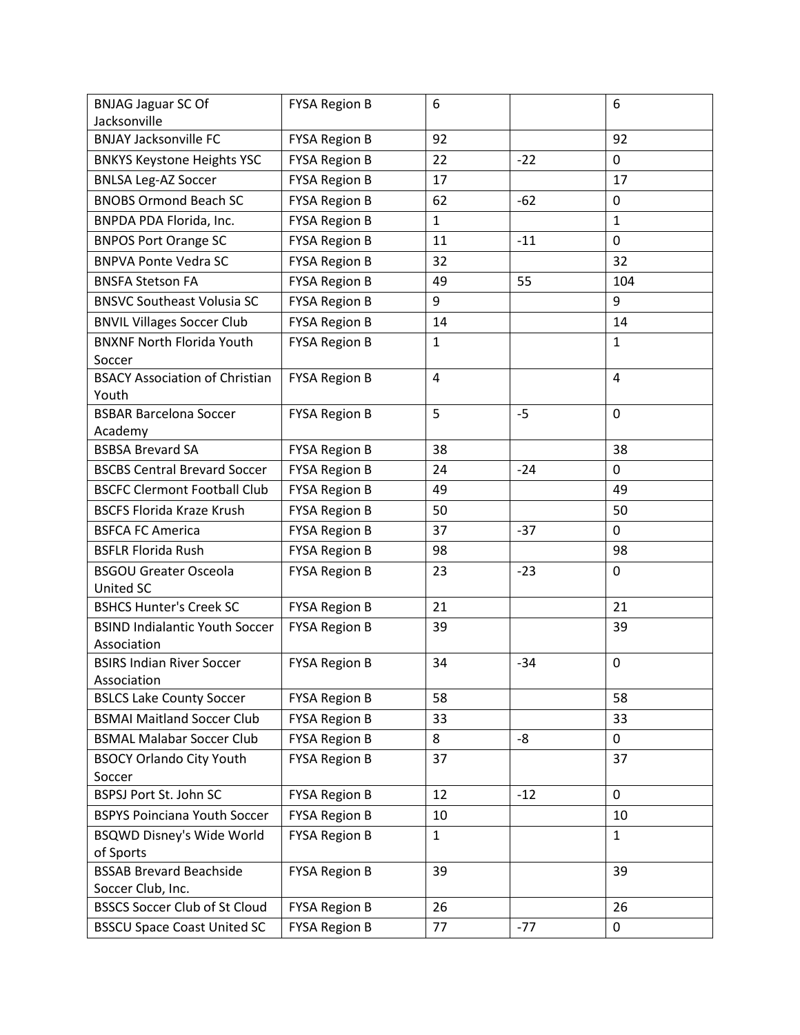| | | | | |
|---|---|---|---|---|
| BNJAG Jaguar SC Of Jacksonville | FYSA Region B | 6 | | 6 |
| BNJAY Jacksonville FC | FYSA Region B | 92 | | 92 |
| BNKYS Keystone Heights YSC | FYSA Region B | 22 | -22 | 0 |
| BNLSA Leg-AZ Soccer | FYSA Region B | 17 | | 17 |
| BNOBS Ormond Beach SC | FYSA Region B | 62 | -62 | 0 |
| BNPDA PDA Florida, Inc. | FYSA Region B | 1 | | 1 |
| BNPOS Port Orange SC | FYSA Region B | 11 | -11 | 0 |
| BNPVA Ponte Vedra SC | FYSA Region B | 32 | | 32 |
| BNSFA Stetson FA | FYSA Region B | 49 | 55 | 104 |
| BNSVC Southeast Volusia SC | FYSA Region B | 9 | | 9 |
| BNVIL Villages Soccer Club | FYSA Region B | 14 | | 14 |
| BNXNF North Florida Youth Soccer | FYSA Region B | 1 | | 1 |
| BSACY Association of Christian Youth | FYSA Region B | 4 | | 4 |
| BSBAR Barcelona Soccer Academy | FYSA Region B | 5 | -5 | 0 |
| BSBSA Brevard SA | FYSA Region B | 38 | | 38 |
| BSCBS Central Brevard Soccer | FYSA Region B | 24 | -24 | 0 |
| BSCFC Clermont Football Club | FYSA Region B | 49 | | 49 |
| BSCFS Florida Kraze Krush | FYSA Region B | 50 | | 50 |
| BSFCA FC America | FYSA Region B | 37 | -37 | 0 |
| BSFLR Florida Rush | FYSA Region B | 98 | | 98 |
| BSGOU Greater Osceola United SC | FYSA Region B | 23 | -23 | 0 |
| BSHCS Hunter's Creek SC | FYSA Region B | 21 | | 21 |
| BSIND Indialantic Youth Soccer Association | FYSA Region B | 39 | | 39 |
| BSIRS Indian River Soccer Association | FYSA Region B | 34 | -34 | 0 |
| BSLCS Lake County Soccer | FYSA Region B | 58 | | 58 |
| BSMAI Maitland Soccer Club | FYSA Region B | 33 | | 33 |
| BSMAL Malabar Soccer Club | FYSA Region B | 8 | -8 | 0 |
| BSOCY Orlando City Youth Soccer | FYSA Region B | 37 | | 37 |
| BSPSJ Port St. John SC | FYSA Region B | 12 | -12 | 0 |
| BSPYS Poinciana Youth Soccer | FYSA Region B | 10 | | 10 |
| BSQWD Disney's Wide World of Sports | FYSA Region B | 1 | | 1 |
| BSSAB Brevard Beachside Soccer Club, Inc. | FYSA Region B | 39 | | 39 |
| BSSCS Soccer Club of St Cloud | FYSA Region B | 26 | | 26 |
| BSSCU Space Coast United SC | FYSA Region B | 77 | -77 | 0 |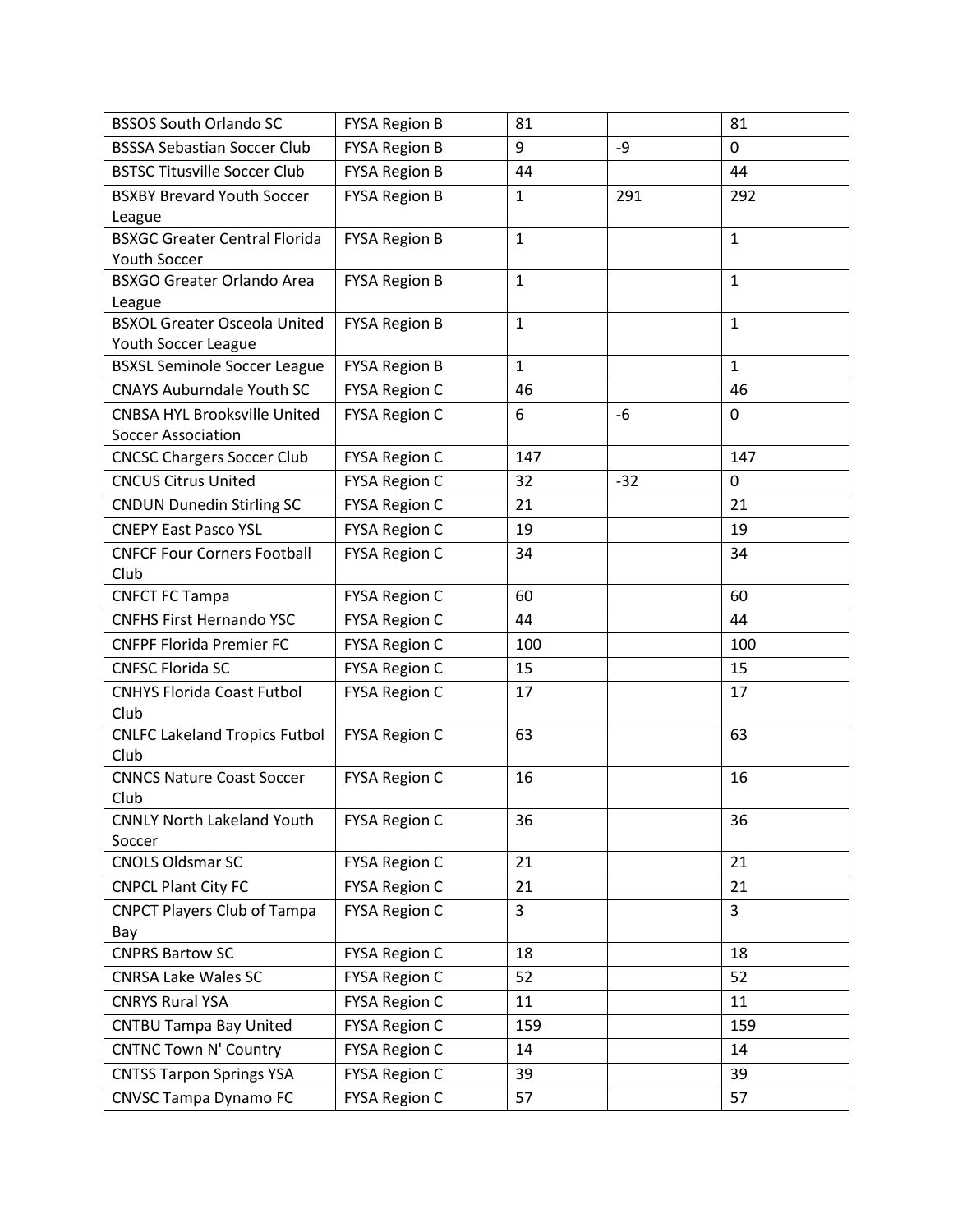| BSSOS South Orlando SC | FYSA Region B | 81 | | 81 |
|---|---|---|---|---|
| BSSSA Sebastian Soccer Club | FYSA Region B | 9 | -9 | 0 |
| BSTSC Titusville Soccer Club | FYSA Region B | 44 | | 44 |
| BSXBY Brevard Youth Soccer League | FYSA Region B | 1 | 291 | 292 |
| BSXGC Greater Central Florida Youth Soccer | FYSA Region B | 1 | | 1 |
| BSXGO Greater Orlando Area League | FYSA Region B | 1 | | 1 |
| BSXOL Greater Osceola United Youth Soccer League | FYSA Region B | 1 | | 1 |
| BSXSL Seminole Soccer League | FYSA Region B | 1 | | 1 |
| CNAYS Auburndale Youth SC | FYSA Region C | 46 | | 46 |
| CNBSA HYL Brooksville United Soccer Association | FYSA Region C | 6 | -6 | 0 |
| CNCSC Chargers Soccer Club | FYSA Region C | 147 | | 147 |
| CNCUS Citrus United | FYSA Region C | 32 | -32 | 0 |
| CNDUN Dunedin Stirling SC | FYSA Region C | 21 | | 21 |
| CNEPY East Pasco YSL | FYSA Region C | 19 | | 19 |
| CNFCF Four Corners Football Club | FYSA Region C | 34 | | 34 |
| CNFCT FC Tampa | FYSA Region C | 60 | | 60 |
| CNFHS First Hernando YSC | FYSA Region C | 44 | | 44 |
| CNFPF Florida Premier FC | FYSA Region C | 100 | | 100 |
| CNFSC Florida SC | FYSA Region C | 15 | | 15 |
| CNHYS Florida Coast Futbol Club | FYSA Region C | 17 | | 17 |
| CNLFC Lakeland Tropics Futbol Club | FYSA Region C | 63 | | 63 |
| CNNCS Nature Coast Soccer Club | FYSA Region C | 16 | | 16 |
| CNNLY North Lakeland Youth Soccer | FYSA Region C | 36 | | 36 |
| CNOLS Oldsmar SC | FYSA Region C | 21 | | 21 |
| CNPCL Plant City FC | FYSA Region C | 21 | | 21 |
| CNPCT Players Club of Tampa Bay | FYSA Region C | 3 | | 3 |
| CNPRS Bartow SC | FYSA Region C | 18 | | 18 |
| CNRSA Lake Wales SC | FYSA Region C | 52 | | 52 |
| CNRYS Rural YSA | FYSA Region C | 11 | | 11 |
| CNTBU Tampa Bay United | FYSA Region C | 159 | | 159 |
| CNTNC Town N' Country | FYSA Region C | 14 | | 14 |
| CNTSS Tarpon Springs YSA | FYSA Region C | 39 | | 39 |
| CNVSC Tampa Dynamo FC | FYSA Region C | 57 | | 57 |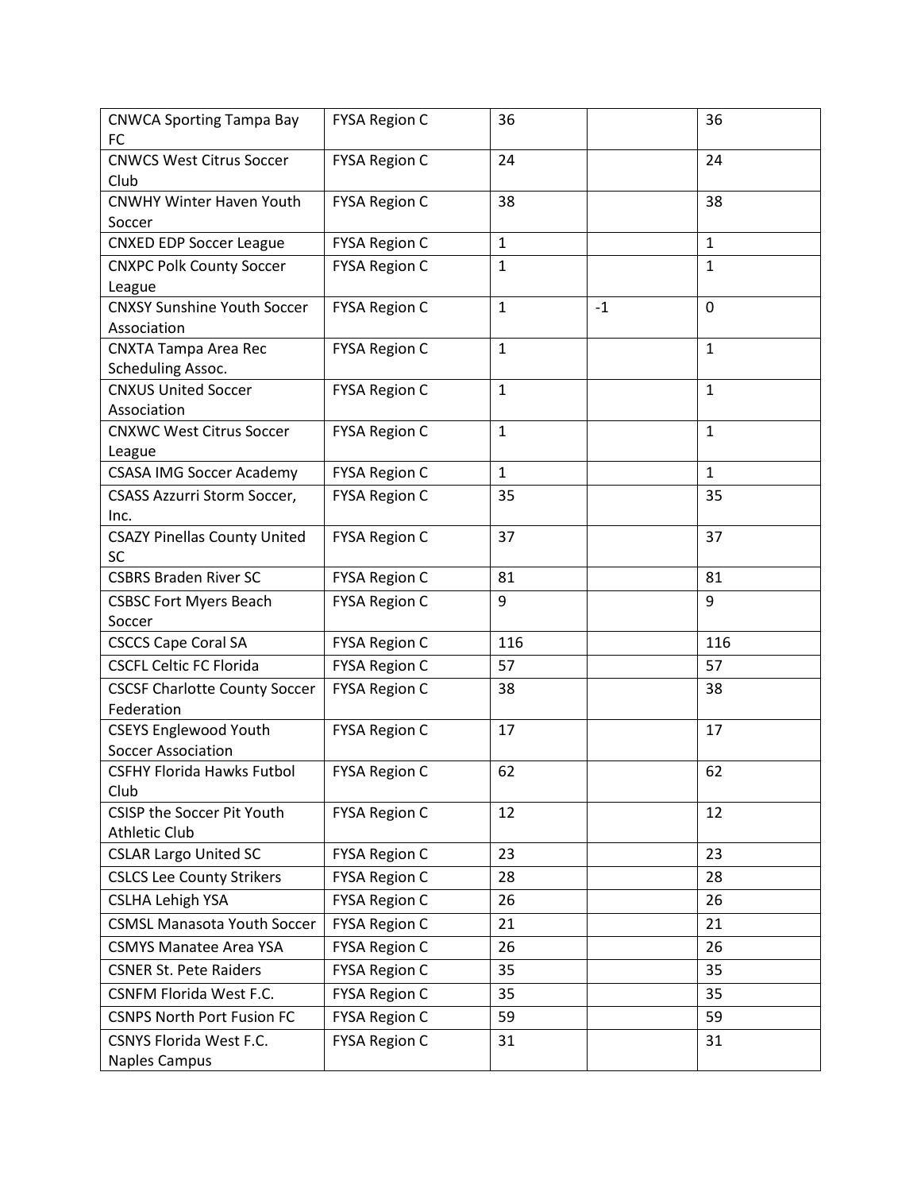| | | | | |
|---|---|---|---|---|
| CNWCA Sporting Tampa Bay FC | FYSA Region C | 36 | | 36 |
| CNWCS West Citrus Soccer Club | FYSA Region C | 24 | | 24 |
| CNWHY Winter Haven Youth Soccer | FYSA Region C | 38 | | 38 |
| CNXED EDP Soccer League | FYSA Region C | 1 | | 1 |
| CNXPC Polk County Soccer League | FYSA Region C | 1 | | 1 |
| CNXSY Sunshine Youth Soccer Association | FYSA Region C | 1 | -1 | 0 |
| CNXTA Tampa Area Rec Scheduling Assoc. | FYSA Region C | 1 | | 1 |
| CNXUS United Soccer Association | FYSA Region C | 1 | | 1 |
| CNXWC West Citrus Soccer League | FYSA Region C | 1 | | 1 |
| CSASA IMG Soccer Academy | FYSA Region C | 1 | | 1 |
| CSASS Azzurri Storm Soccer, Inc. | FYSA Region C | 35 | | 35 |
| CSAZY Pinellas County United SC | FYSA Region C | 37 | | 37 |
| CSBRS Braden River SC | FYSA Region C | 81 | | 81 |
| CSBSC Fort Myers Beach Soccer | FYSA Region C | 9 | | 9 |
| CSCCS Cape Coral SA | FYSA Region C | 116 | | 116 |
| CSCFL Celtic FC Florida | FYSA Region C | 57 | | 57 |
| CSCSF Charlotte County Soccer Federation | FYSA Region C | 38 | | 38 |
| CSEYS Englewood Youth Soccer Association | FYSA Region C | 17 | | 17 |
| CSFHY Florida Hawks Futbol Club | FYSA Region C | 62 | | 62 |
| CSISP the Soccer Pit Youth Athletic Club | FYSA Region C | 12 | | 12 |
| CSLAR Largo United SC | FYSA Region C | 23 | | 23 |
| CSLCS Lee County Strikers | FYSA Region C | 28 | | 28 |
| CSLHA Lehigh YSA | FYSA Region C | 26 | | 26 |
| CSMSL Manasota Youth Soccer | FYSA Region C | 21 | | 21 |
| CSMYS Manatee Area YSA | FYSA Region C | 26 | | 26 |
| CSNER St. Pete Raiders | FYSA Region C | 35 | | 35 |
| CSNFM Florida West F.C. | FYSA Region C | 35 | | 35 |
| CSNPS North Port Fusion FC | FYSA Region C | 59 | | 59 |
| CSNYS Florida West F.C. Naples Campus | FYSA Region C | 31 | | 31 |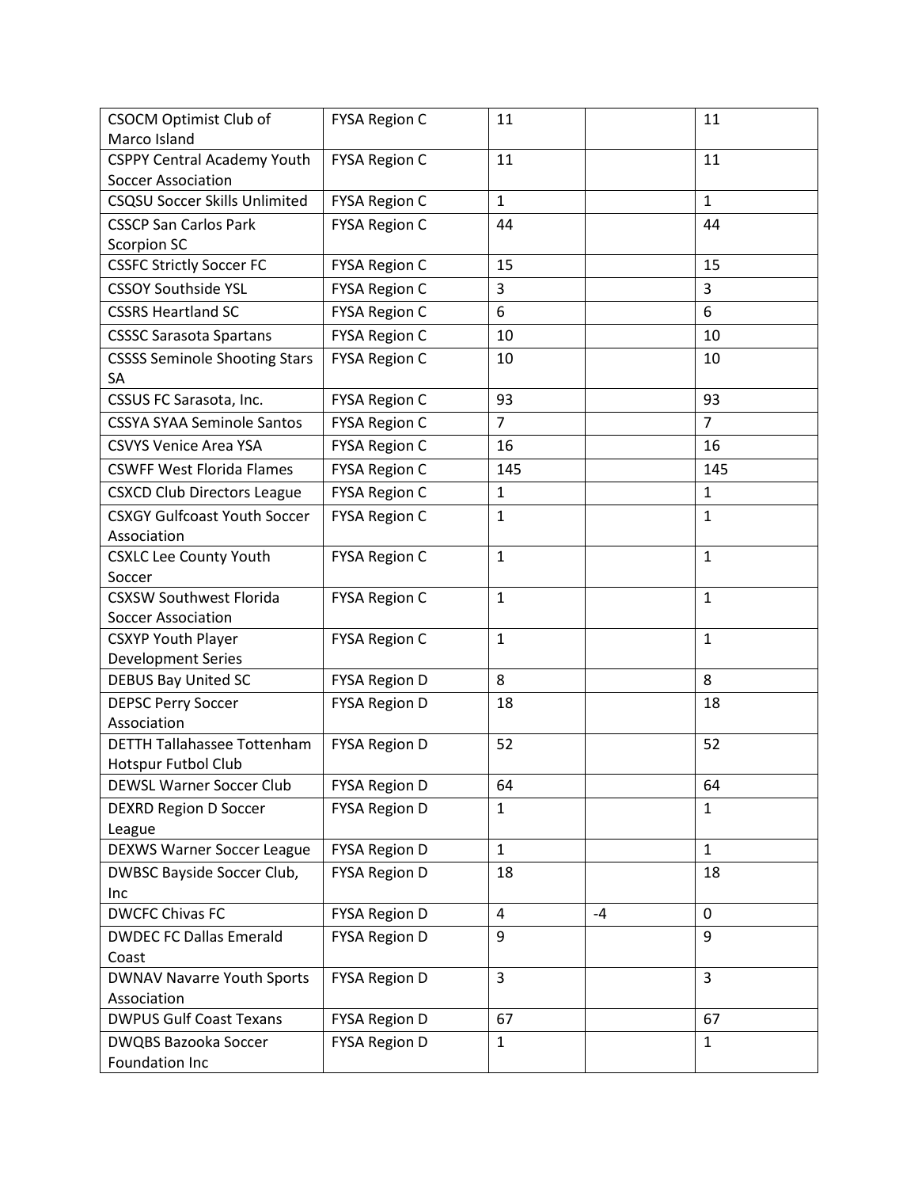| | | | | |
|---|---|---|---|---|
| CSOCM Optimist Club of Marco Island | FYSA Region C | 11 | | 11 |
| CSPPY Central Academy Youth Soccer Association | FYSA Region C | 11 | | 11 |
| CSQSU Soccer Skills Unlimited | FYSA Region C | 1 | | 1 |
| CSSCP San Carlos Park Scorpion SC | FYSA Region C | 44 | | 44 |
| CSSFC Strictly Soccer FC | FYSA Region C | 15 | | 15 |
| CSSOY Southside YSL | FYSA Region C | 3 | | 3 |
| CSSRS Heartland SC | FYSA Region C | 6 | | 6 |
| CSSSC Sarasota Spartans | FYSA Region C | 10 | | 10 |
| CSSSS Seminole Shooting Stars SA | FYSA Region C | 10 | | 10 |
| CSSUS FC Sarasota, Inc. | FYSA Region C | 93 | | 93 |
| CSSYA SYAA Seminole Santos | FYSA Region C | 7 | | 7 |
| CSVYS Venice Area YSA | FYSA Region C | 16 | | 16 |
| CSWFF West Florida Flames | FYSA Region C | 145 | | 145 |
| CSXCD Club Directors League | FYSA Region C | 1 | | 1 |
| CSXGY Gulfcoast Youth Soccer Association | FYSA Region C | 1 | | 1 |
| CSXLC Lee County Youth Soccer | FYSA Region C | 1 | | 1 |
| CSXSW Southwest Florida Soccer Association | FYSA Region C | 1 | | 1 |
| CSXYP Youth Player Development Series | FYSA Region C | 1 | | 1 |
| DEBUS Bay United SC | FYSA Region D | 8 | | 8 |
| DEPSC Perry Soccer Association | FYSA Region D | 18 | | 18 |
| DETTH Tallahassee Tottenham Hotspur Futbol Club | FYSA Region D | 52 | | 52 |
| DEWSL Warner Soccer Club | FYSA Region D | 64 | | 64 |
| DEXRD Region D Soccer League | FYSA Region D | 1 | | 1 |
| DEXWS Warner Soccer League | FYSA Region D | 1 | | 1 |
| DWBSC Bayside Soccer Club, Inc | FYSA Region D | 18 | | 18 |
| DWCFC Chivas FC | FYSA Region D | 4 | -4 | 0 |
| DWDEC FC Dallas Emerald Coast | FYSA Region D | 9 | | 9 |
| DWNAV Navarre Youth Sports Association | FYSA Region D | 3 | | 3 |
| DWPUS Gulf Coast Texans | FYSA Region D | 67 | | 67 |
| DWQBS Bazooka Soccer Foundation Inc | FYSA Region D | 1 | | 1 |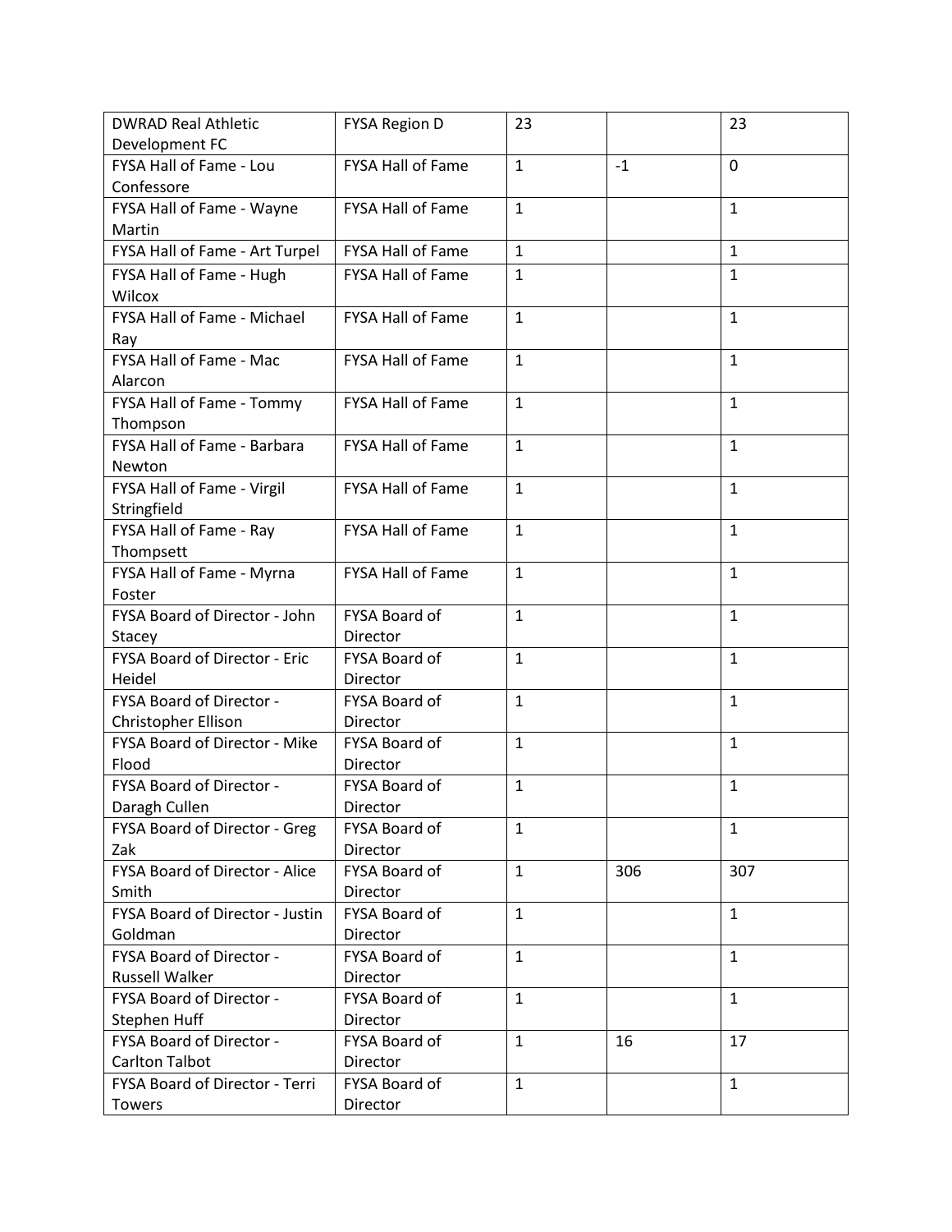| DWRAD Real Athletic Development FC | FYSA Region D | 23 | | 23 |
|---|---|---|---|---|
| FYSA Hall of Fame - Lou Confessore | FYSA Hall of Fame | 1 | -1 | 0 |
| FYSA Hall of Fame - Wayne Martin | FYSA Hall of Fame | 1 | | 1 |
| FYSA Hall of Fame - Art Turpel | FYSA Hall of Fame | 1 | | 1 |
| FYSA Hall of Fame - Hugh Wilcox | FYSA Hall of Fame | 1 | | 1 |
| FYSA Hall of Fame - Michael Ray | FYSA Hall of Fame | 1 | | 1 |
| FYSA Hall of Fame - Mac Alarcon | FYSA Hall of Fame | 1 | | 1 |
| FYSA Hall of Fame - Tommy Thompson | FYSA Hall of Fame | 1 | | 1 |
| FYSA Hall of Fame - Barbara Newton | FYSA Hall of Fame | 1 | | 1 |
| FYSA Hall of Fame - Virgil Stringfield | FYSA Hall of Fame | 1 | | 1 |
| FYSA Hall of Fame - Ray Thompsett | FYSA Hall of Fame | 1 | | 1 |
| FYSA Hall of Fame - Myrna Foster | FYSA Hall of Fame | 1 | | 1 |
| FYSA Board of Director - John Stacey | FYSA Board of Director | 1 | | 1 |
| FYSA Board of Director - Eric Heidel | FYSA Board of Director | 1 | | 1 |
| FYSA Board of Director - Christopher Ellison | FYSA Board of Director | 1 | | 1 |
| FYSA Board of Director - Mike Flood | FYSA Board of Director | 1 | | 1 |
| FYSA Board of Director - Daragh Cullen | FYSA Board of Director | 1 | | 1 |
| FYSA Board of Director - Greg Zak | FYSA Board of Director | 1 | | 1 |
| FYSA Board of Director - Alice Smith | FYSA Board of Director | 1 | 306 | 307 |
| FYSA Board of Director - Justin Goldman | FYSA Board of Director | 1 | | 1 |
| FYSA Board of Director - Russell Walker | FYSA Board of Director | 1 | | 1 |
| FYSA Board of Director - Stephen Huff | FYSA Board of Director | 1 | | 1 |
| FYSA Board of Director - Carlton Talbot | FYSA Board of Director | 1 | 16 | 17 |
| FYSA Board of Director - Terri Towers | FYSA Board of Director | 1 | | 1 |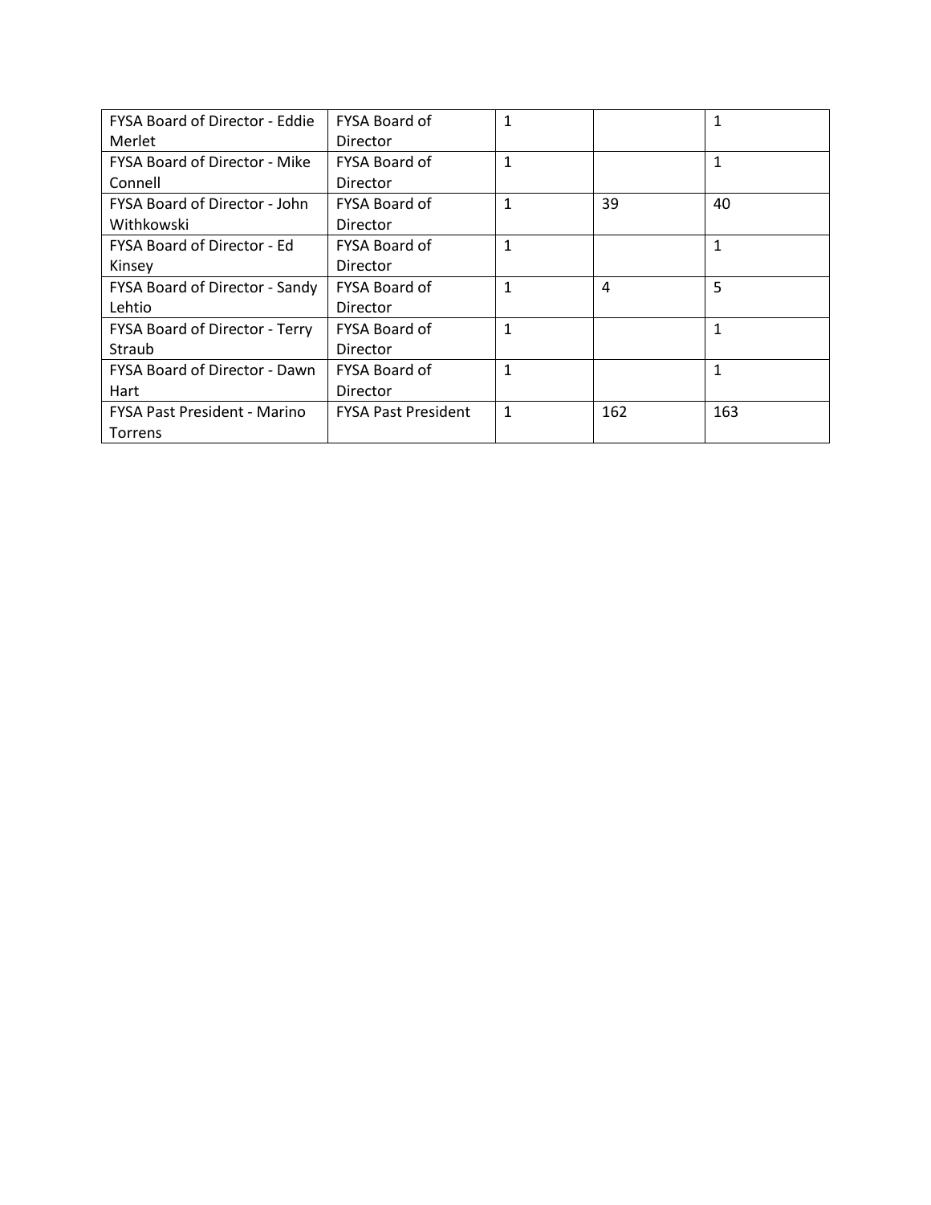| | | | | |
|---|---|---|---|---|
| FYSA Board of Director - Eddie Merlet | FYSA Board of Director | 1 | | 1 |
| FYSA Board of Director - Mike Connell | FYSA Board of Director | 1 | | 1 |
| FYSA Board of Director - John Withkowski | FYSA Board of Director | 1 | 39 | 40 |
| FYSA Board of Director - Ed Kinsey | FYSA Board of Director | 1 | | 1 |
| FYSA Board of Director - Sandy Lehtio | FYSA Board of Director | 1 | 4 | 5 |
| FYSA Board of Director - Terry Straub | FYSA Board of Director | 1 | | 1 |
| FYSA Board of Director - Dawn Hart | FYSA Board of Director | 1 | | 1 |
| FYSA Past President - Marino Torrens | FYSA Past President | 1 | 162 | 163 |